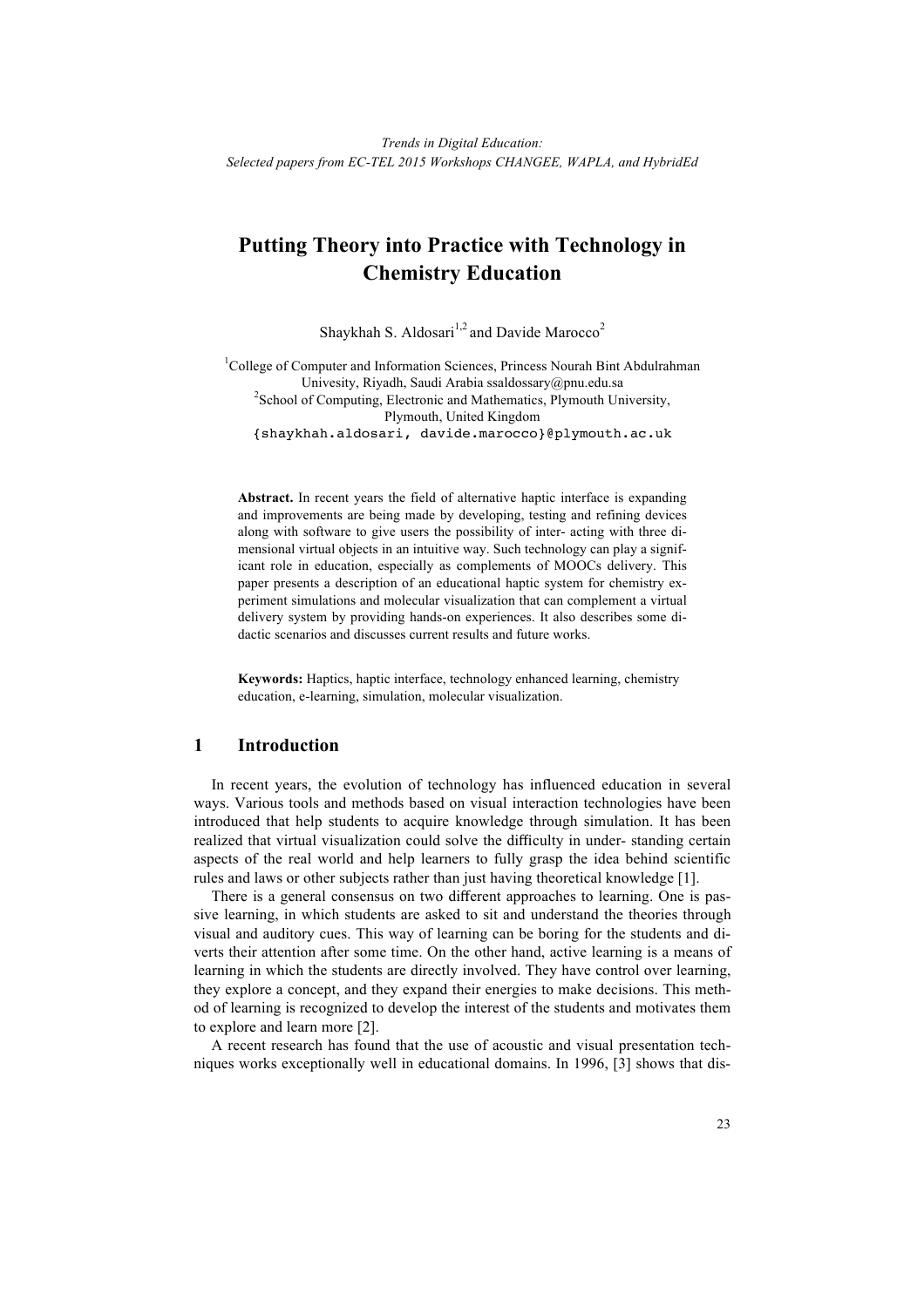*Trends in Digital Education:*
*Selected papers from EC-TEL 2015 Workshops CHANGEE, WAPLA, and HybridEd*

# Putting Theory into Practice with Technology in Chemistry Education

Shaykhah S. Aldosari[1,2] and Davide Marocco[2]

[1]College of Computer and Information Sciences, Princess Nourah Bint Abdulrahman Univesity, Riyadh, Saudi Arabia ssaldossary@pnu.edu.sa
[2]School of Computing, Electronic and Mathematics, Plymouth University, Plymouth, United Kingdom
{shaykhah.aldosari, davide.marocco}@plymouth.ac.uk

**Abstract.** In recent years the field of alternative haptic interface is expanding and improvements are being made by developing, testing and refining devices along with software to give users the possibility of inter- acting with three dimensional virtual objects in an intuitive way. Such technology can play a significant role in education, especially as complements of MOOCs delivery. This paper presents a description of an educational haptic system for chemistry experiment simulations and molecular visualization that can complement a virtual delivery system by providing hands-on experiences. It also describes some didactic scenarios and discusses current results and future works.

**Keywords:** Haptics, haptic interface, technology enhanced learning, chemistry education, e-learning, simulation, molecular visualization.

## 1 Introduction

In recent years, the evolution of technology has influenced education in several ways. Various tools and methods based on visual interaction technologies have been introduced that help students to acquire knowledge through simulation. It has been realized that virtual visualization could solve the difficulty in under- standing certain aspects of the real world and help learners to fully grasp the idea behind scientific rules and laws or other subjects rather than just having theoretical knowledge [1].

There is a general consensus on two different approaches to learning. One is passive learning, in which students are asked to sit and understand the theories through visual and auditory cues. This way of learning can be boring for the students and diverts their attention after some time. On the other hand, active learning is a means of learning in which the students are directly involved. They have control over learning, they explore a concept, and they expand their energies to make decisions. This method of learning is recognized to develop the interest of the students and motivates them to explore and learn more [2].

A recent research has found that the use of acoustic and visual presentation techniques works exceptionally well in educational domains. In 1996, [3] shows that dis-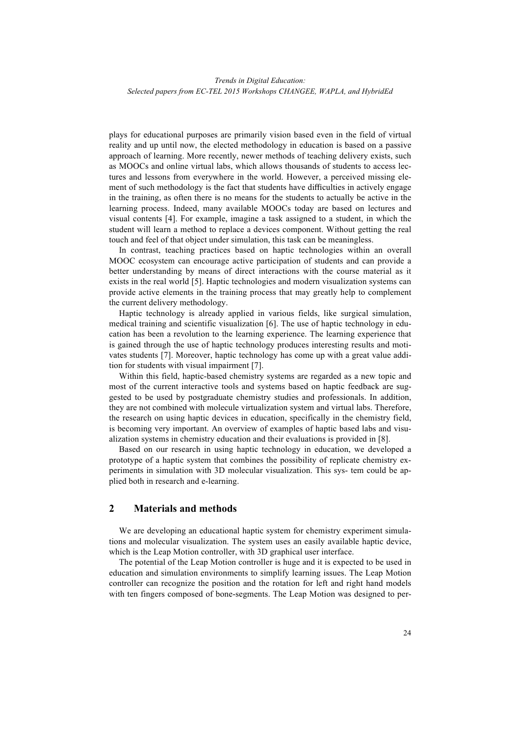plays for educational purposes are primarily vision based even in the field of virtual reality and up until now, the elected methodology in education is based on a passive approach of learning. More recently, newer methods of teaching delivery exists, such as MOOCs and online virtual labs, which allows thousands of students to access lectures and lessons from everywhere in the world. However, a perceived missing element of such methodology is the fact that students have difficulties in actively engage in the training, as often there is no means for the students to actually be active in the learning process. Indeed, many available MOOCs today are based on lectures and visual contents [4]. For example, imagine a task assigned to a student, in which the student will learn a method to replace a devices component. Without getting the real touch and feel of that object under simulation, this task can be meaningless.

In contrast, teaching practices based on haptic technologies within an overall MOOC ecosystem can encourage active participation of students and can provide a better understanding by means of direct interactions with the course material as it exists in the real world [5]. Haptic technologies and modern visualization systems can provide active elements in the training process that may greatly help to complement the current delivery methodology.

Haptic technology is already applied in various fields, like surgical simulation, medical training and scientific visualization [6]. The use of haptic technology in education has been a revolution to the learning experience. The learning experience that is gained through the use of haptic technology produces interesting results and motivates students [7]. Moreover, haptic technology has come up with a great value addition for students with visual impairment [7].

Within this field, haptic-based chemistry systems are regarded as a new topic and most of the current interactive tools and systems based on haptic feedback are suggested to be used by postgraduate chemistry studies and professionals. In addition, they are not combined with molecule virtualization system and virtual labs. Therefore, the research on using haptic devices in education, specifically in the chemistry field, is becoming very important. An overview of examples of haptic based labs and visualization systems in chemistry education and their evaluations is provided in [8].

Based on our research in using haptic technology in education, we developed a prototype of a haptic system that combines the possibility of replicate chemistry experiments in simulation with 3D molecular visualization. This system could be applied both in research and e-learning.

## 2 Materials and methods

We are developing an educational haptic system for chemistry experiment simulations and molecular visualization. The system uses an easily available haptic device, which is the Leap Motion controller, with 3D graphical user interface.

The potential of the Leap Motion controller is huge and it is expected to be used in education and simulation environments to simplify learning issues. The Leap Motion controller can recognize the position and the rotation for left and right hand models with ten fingers composed of bone-segments. The Leap Motion was designed to per-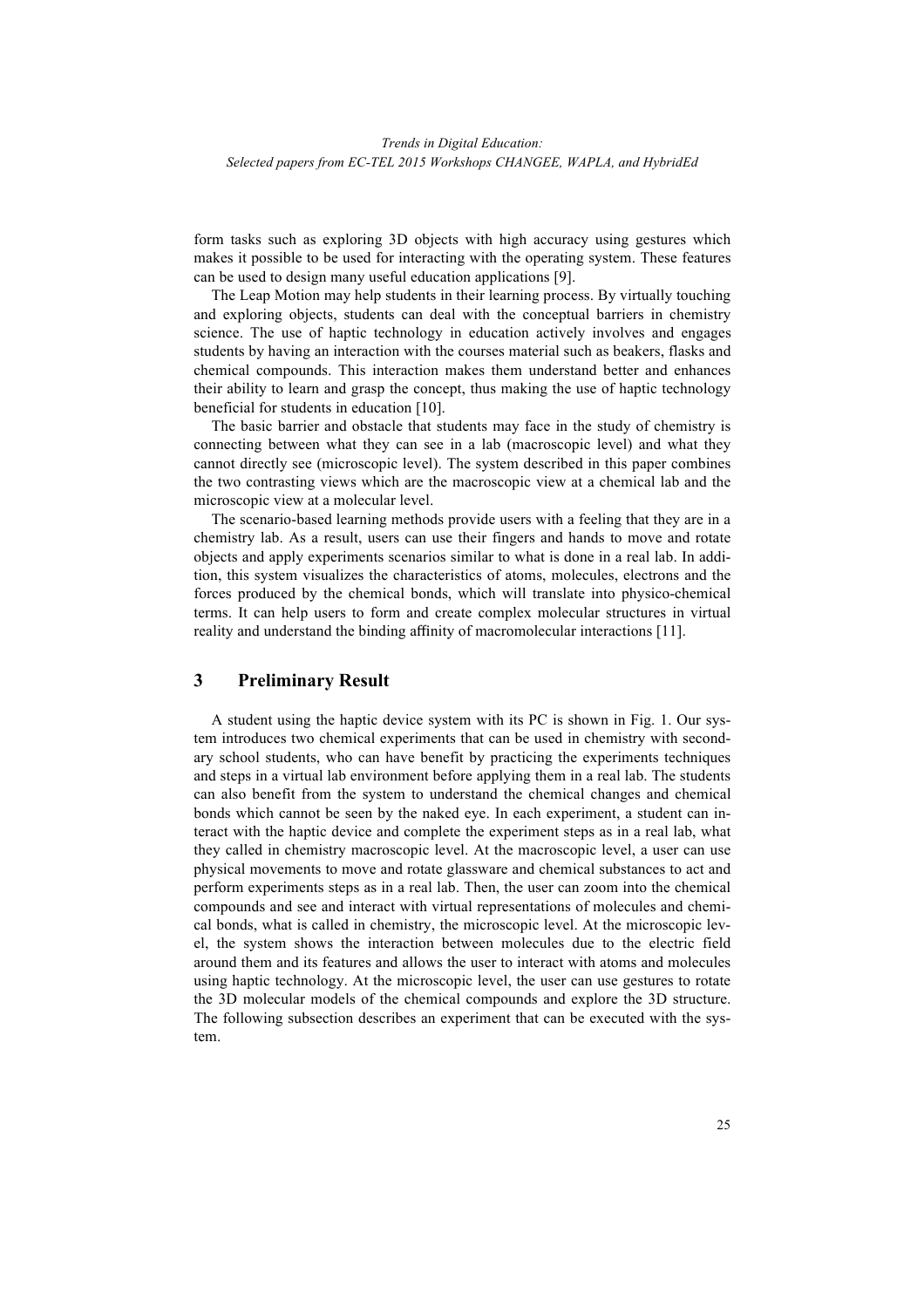form tasks such as exploring 3D objects with high accuracy using gestures which makes it possible to be used for interacting with the operating system. These features can be used to design many useful education applications [9].

The Leap Motion may help students in their learning process. By virtually touching and exploring objects, students can deal with the conceptual barriers in chemistry science. The use of haptic technology in education actively involves and engages students by having an interaction with the courses material such as beakers, flasks and chemical compounds. This interaction makes them understand better and enhances their ability to learn and grasp the concept, thus making the use of haptic technology beneficial for students in education [10].

The basic barrier and obstacle that students may face in the study of chemistry is connecting between what they can see in a lab (macroscopic level) and what they cannot directly see (microscopic level). The system described in this paper combines the two contrasting views which are the macroscopic view at a chemical lab and the microscopic view at a molecular level.

The scenario-based learning methods provide users with a feeling that they are in a chemistry lab. As a result, users can use their fingers and hands to move and rotate objects and apply experiments scenarios similar to what is done in a real lab. In addition, this system visualizes the characteristics of atoms, molecules, electrons and the forces produced by the chemical bonds, which will translate into physico-chemical terms. It can help users to form and create complex molecular structures in virtual reality and understand the binding affinity of macromolecular interactions [11].

## 3 Preliminary Result

A student using the haptic device system with its PC is shown in Fig. 1. Our system introduces two chemical experiments that can be used in chemistry with secondary school students, who can have benefit by practicing the experiments techniques and steps in a virtual lab environment before applying them in a real lab. The students can also benefit from the system to understand the chemical changes and chemical bonds which cannot be seen by the naked eye. In each experiment, a student can interact with the haptic device and complete the experiment steps as in a real lab, what they called in chemistry macroscopic level. At the macroscopic level, a user can use physical movements to move and rotate glassware and chemical substances to act and perform experiments steps as in a real lab. Then, the user can zoom into the chemical compounds and see and interact with virtual representations of molecules and chemical bonds, what is called in chemistry, the microscopic level. At the microscopic level, the system shows the interaction between molecules due to the electric field around them and its features and allows the user to interact with atoms and molecules using haptic technology. At the microscopic level, the user can use gestures to rotate the 3D molecular models of the chemical compounds and explore the 3D structure. The following subsection describes an experiment that can be executed with the system.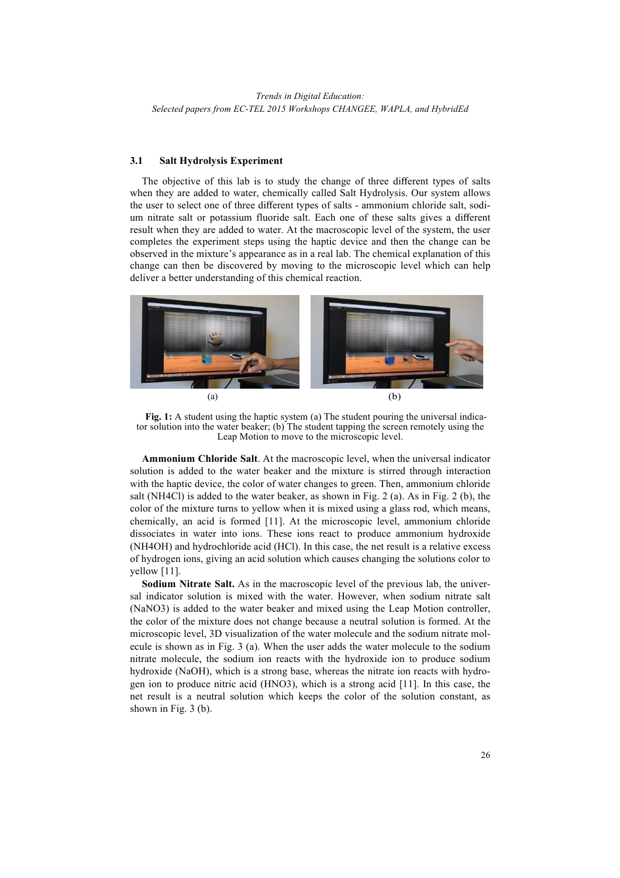### 3.1 Salt Hydrolysis Experiment

The objective of this lab is to study the change of three different types of salts when they are added to water, chemically called Salt Hydrolysis. Our system allows the user to select one of three different types of salts - ammonium chloride salt, sodium nitrate salt or potassium fluoride salt. Each one of these salts gives a different result when they are added to water. At the macroscopic level of the system, the user completes the experiment steps using the haptic device and then the change can be observed in the mixture's appearance as in a real lab. The chemical explanation of this change can then be discovered by moving to the microscopic level which can help deliver a better understanding of this chemical reaction.

(a) (b)

**Fig. 1:** A student using the haptic system (a) The student pouring the universal indicator solution into the water beaker; (b) The student tapping the screen remotely using the Leap Motion to move to the microscopic level.

**Ammonium Chloride Salt**. At the macroscopic level, when the universal indicator solution is added to the water beaker and the mixture is stirred through interaction with the haptic device, the color of water changes to green. Then, ammonium chloride salt ($NH_4Cl$) is added to the water beaker, as shown in Fig. 2 (a). As in Fig. 2 (b), the color of the mixture turns to yellow when it is mixed using a glass rod, which means, chemically, an acid is formed [11]. At the microscopic level, ammonium chloride dissociates in water into ions. These ions react to produce ammonium hydroxide ($NH_4OH$) and hydrochloride acid (HCl). In this case, the net result is a relative excess of hydrogen ions, giving an acid solution which causes changing the solutions color to yellow [11].

**Sodium Nitrate Salt.** As in the macroscopic level of the previous lab, the universal indicator solution is mixed with the water. However, when sodium nitrate salt ($NaNO_3$) is added to the water beaker and mixed using the Leap Motion controller, the color of the mixture does not change because a neutral solution is formed. At the microscopic level, 3D visualization of the water molecule and the sodium nitrate molecule is shown as in Fig. 3 (a). When the user adds the water molecule to the sodium nitrate molecule, the sodium ion reacts with the hydroxide ion to produce sodium hydroxide (NaOH), which is a strong base, whereas the nitrate ion reacts with hydrogen ion to produce nitric acid ($HNO_3$), which is a strong acid [11]. In this case, the net result is a neutral solution which keeps the color of the solution constant, as shown in Fig. 3 (b).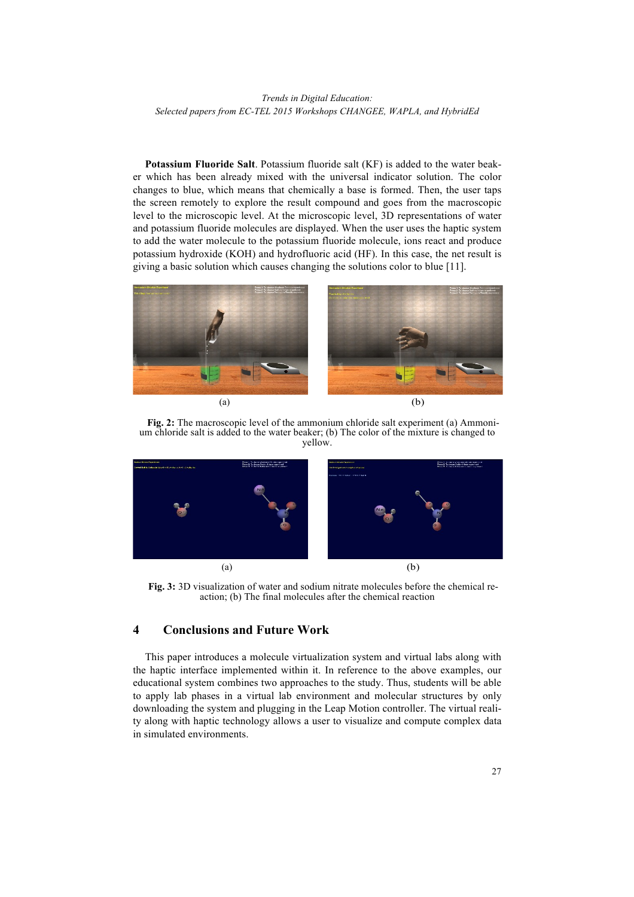**Potassium Fluoride Salt**. Potassium fluoride salt (KF) is added to the water beaker which has been already mixed with the universal indicator solution. The color changes to blue, which means that chemically a base is formed. Then, the user taps the screen remotely to explore the result compound and goes from the macroscopic level to the microscopic level. At the microscopic level, 3D representations of water and potassium fluoride molecules are displayed. When the user uses the haptic system to add the water molecule to the potassium fluoride molecule, ions react and produce potassium hydroxide (KOH) and hydrofluoric acid (HF). In this case, the net result is giving a basic solution which causes changing the solutions color to blue [11].

(a) (b)

**Fig. 2:** The macroscopic level of the ammonium chloride salt experiment (a) Ammonium chloride salt is added to the water beaker; (b) The color of the mixture is changed to yellow.

(a) (b)

**Fig. 3:** 3D visualization of water and sodium nitrate molecules before the chemical reaction; (b) The final molecules after the chemical reaction

## 4 Conclusions and Future Work

This paper introduces a molecule virtualization system and virtual labs along with the haptic interface implemented within it. In reference to the above examples, our educational system combines two approaches to the study. Thus, students will be able to apply lab phases in a virtual lab environment and molecular structures by only downloading the system and plugging in the Leap Motion controller. The virtual reality along with haptic technology allows a user to visualize and compute complex data in simulated environments.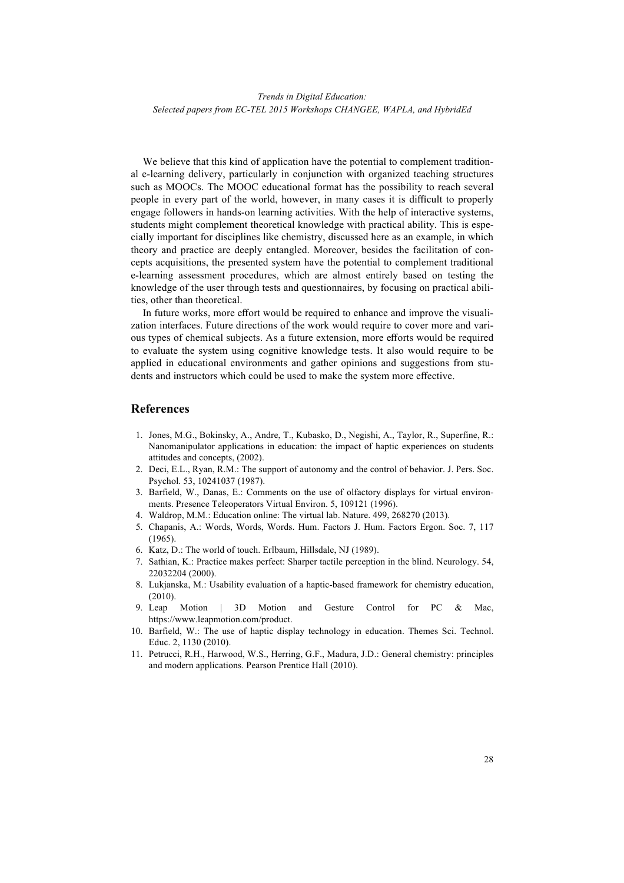We believe that this kind of application have the potential to complement traditional e-learning delivery, particularly in conjunction with organized teaching structures such as MOOCs. The MOOC educational format has the possibility to reach several people in every part of the world, however, in many cases it is difficult to properly engage followers in hands-on learning activities. With the help of interactive systems, students might complement theoretical knowledge with practical ability. This is especially important for disciplines like chemistry, discussed here as an example, in which theory and practice are deeply entangled. Moreover, besides the facilitation of concepts acquisitions, the presented system have the potential to complement traditional e-learning assessment procedures, which are almost entirely based on testing the knowledge of the user through tests and questionnaires, by focusing on practical abilities, other than theoretical.

In future works, more effort would be required to enhance and improve the visualization interfaces. Future directions of the work would require to cover more and various types of chemical subjects. As a future extension, more efforts would be required to evaluate the system using cognitive knowledge tests. It also would require to be applied in educational environments and gather opinions and suggestions from students and instructors which could be used to make the system more effective.

## References

1. Jones, M.G., Bokinsky, A., Andre, T., Kubasko, D., Negishi, A., Taylor, R., Superfine, R.: Nanomanipulator applications in education: the impact of haptic experiences on students attitudes and concepts, (2002).
2. Deci, E.L., Ryan, R.M.: The support of autonomy and the control of behavior. J. Pers. Soc. Psychol. 53, 10241037 (1987).
3. Barfield, W., Danas, E.: Comments on the use of olfactory displays for virtual environments. Presence Teleoperators Virtual Environ. 5, 109121 (1996).
4. Waldrop, M.M.: Education online: The virtual lab. Nature. 499, 268270 (2013).
5. Chapanis, A.: Words, Words, Words. Hum. Factors J. Hum. Factors Ergon. Soc. 7, 117 (1965).
6. Katz, D.: The world of touch. Erlbaum, Hillsdale, NJ (1989).
7. Sathian, K.: Practice makes perfect: Sharper tactile perception in the blind. Neurology. 54, 22032204 (2000).
8. Lukjanska, M.: Usability evaluation of a haptic-based framework for chemistry education, (2010).
9. Leap Motion | 3D Motion and Gesture Control for PC & Mac, https://www.leapmotion.com/product.
10. Barfield, W.: The use of haptic display technology in education. Themes Sci. Technol. Educ. 2, 1130 (2010).
11. Petrucci, R.H., Harwood, W.S., Herring, G.F., Madura, J.D.: General chemistry: principles and modern applications. Pearson Prentice Hall (2010).